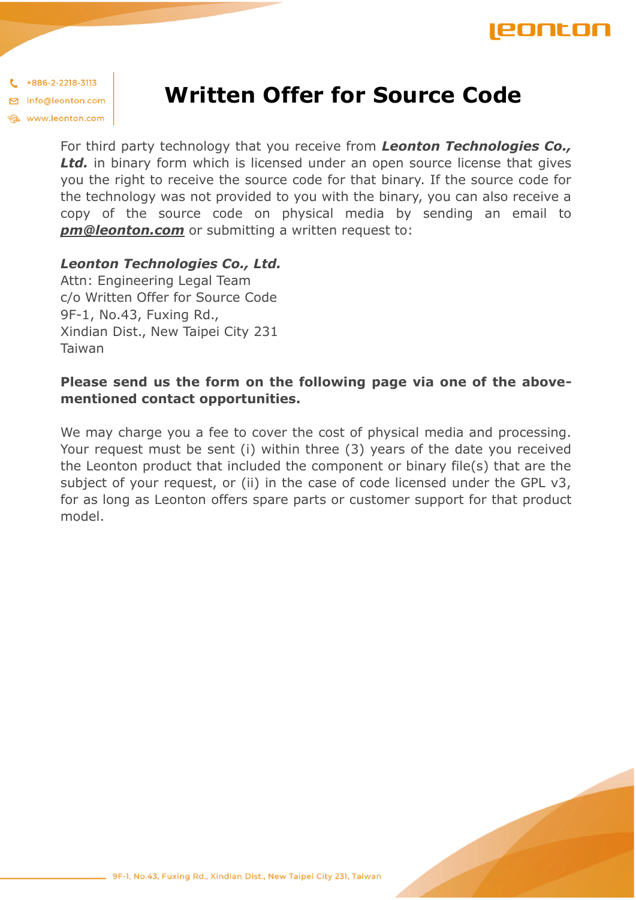# Written Offer for Source Code

For third party technology that you receive from ***Leonton Technologies Co., Ltd.*** in binary form which is licensed under an open source license that gives you the right to receive the source code for that binary. If the source code for the technology was not provided to you with the binary, you can also receive a copy of the source code on physical media by sending an email to ***pm@leonton.com*** or submitting a written request to:

***Leonton Technologies Co., Ltd.***
Attn: Engineering Legal Team
c/o Written Offer for Source Code
9F-1, No.43, Fuxing Rd.,
Xindian Dist., New Taipei City 231
Taiwan

**Please send us the form on the following page via one of the above-mentioned contact opportunities.**

We may charge you a fee to cover the cost of physical media and processing. Your request must be sent (i) within three (3) years of the date you received the Leonton product that included the component or binary file(s) that are the subject of your request, or (ii) in the case of code licensed under the GPL v3, for as long as Leonton offers spare parts or customer support for that product model.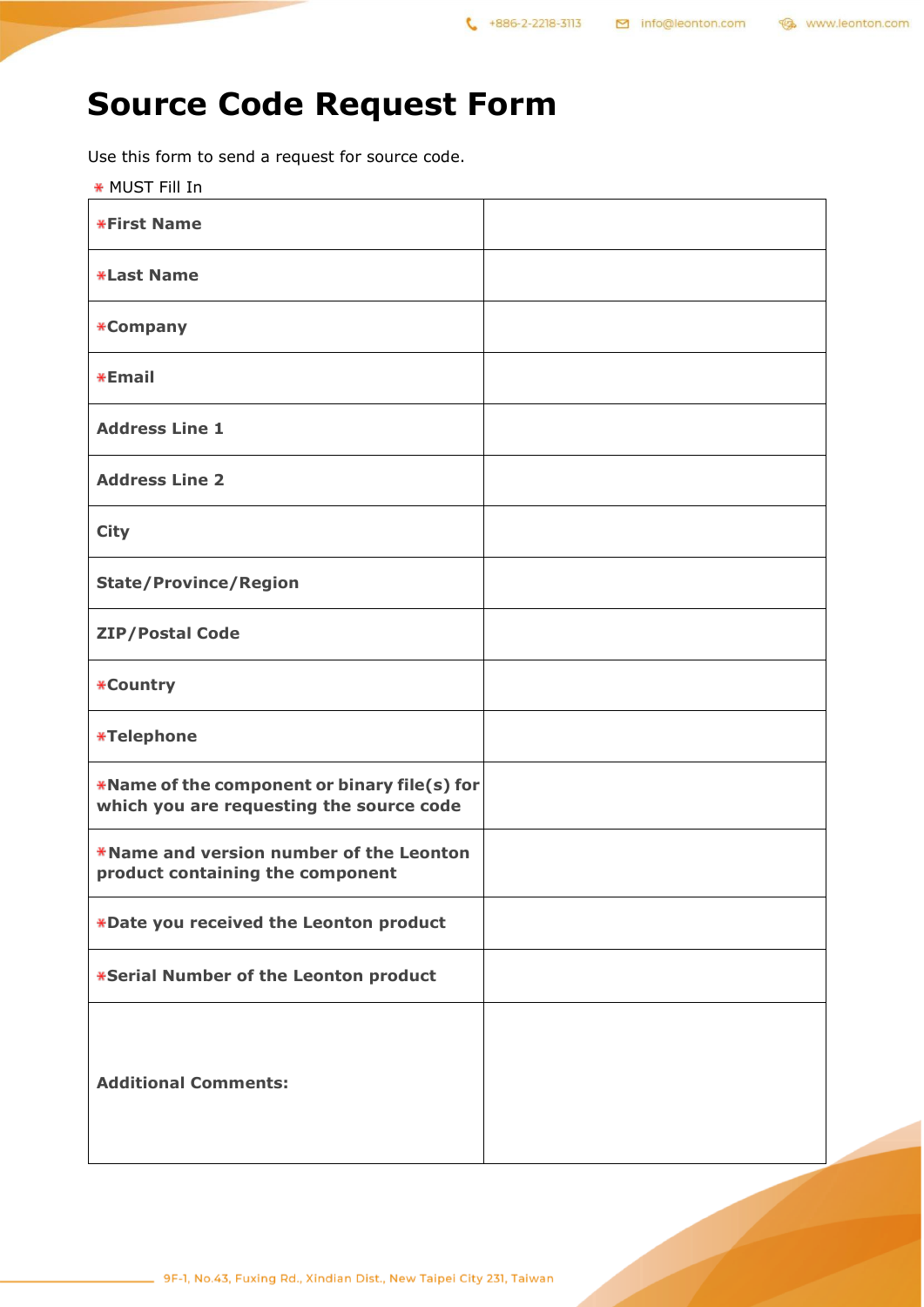# Source Code Request Form

Use this form to send a request for source code.

* MUST Fill In

| | |
|---|---|
| ***First Name** | |
| ***Last Name** | |
| ***Company** | |
| ***Email** | |
| **Address Line 1** | |
| **Address Line 2** | |
| **City** | |
| **State/Province/Region** | |
| **ZIP/Postal Code** | |
| ***Country** | |
| ***Telephone** | |
| ***Name of the component or binary file(s) for which you are requesting the source code** | |
| ***Name and version number of the Leonton product containing the component** | |
| ***Date you received the Leonton product** | |
| ***Serial Number of the Leonton product** | |
| **Additional Comments:** | |